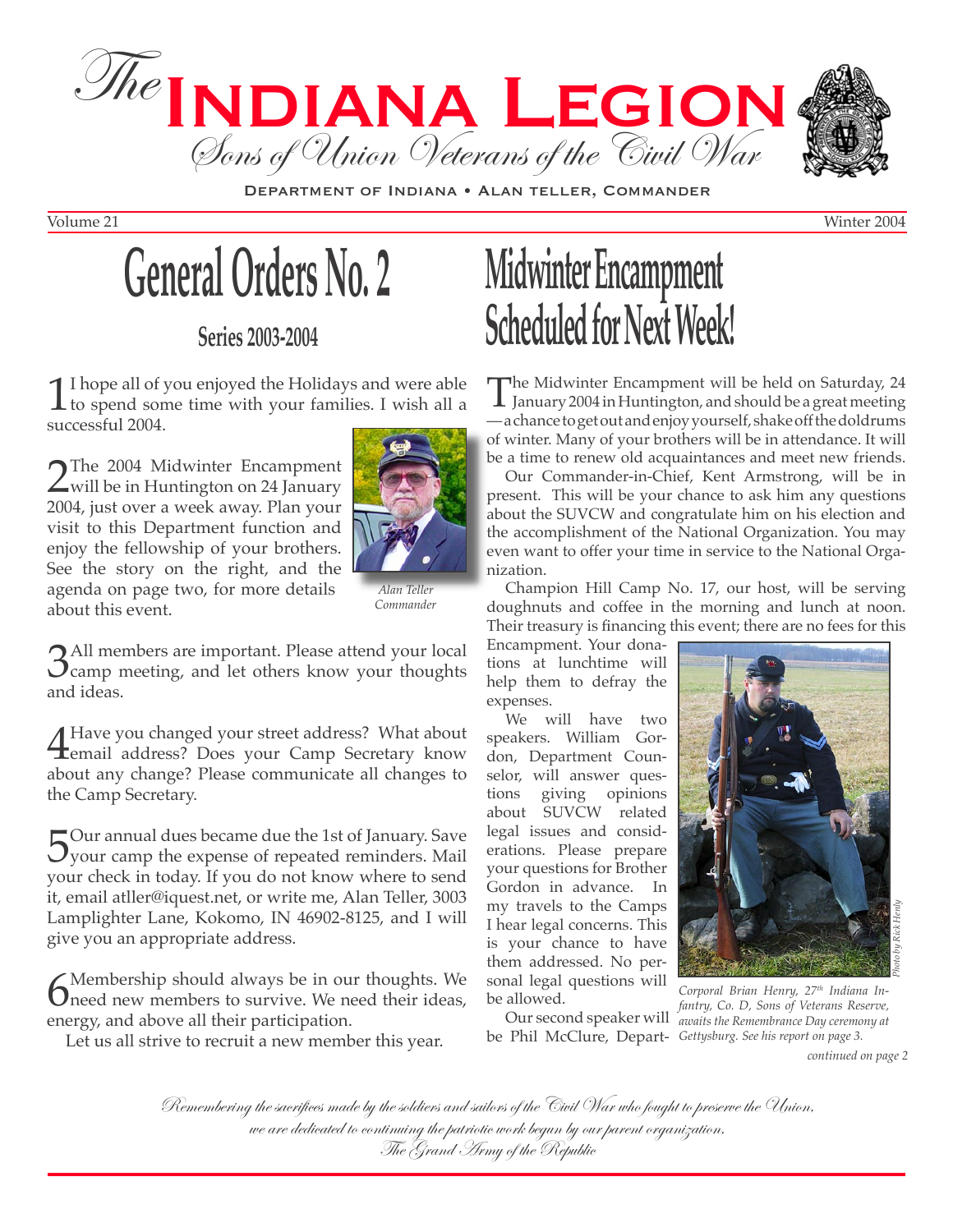# The Indiana Legion

*Sons of Union Veterans of the Civil War*

Department of Indiana • Alan Teller, Commander

Volume 21 — Winter 2004

## General Orders No. 2

### Series 2003-2004

1 I hope all of you enjoyed the Holidays and were able to spend some time with your families. I wish all a successful 2004.

2 The 2004 Midwinter Encampment will be in Huntington on 24 January 2004, just over a week away. Plan your visit to this Department function and enjoy the fellowship of your brothers. See the story on the right, and the agenda on page two, for more details about this event.

*Alan Teller*
*Commander*

3 All members are important. Please attend your local camp meeting, and let others know your thoughts and ideas.

4 Have you changed your street address? What about email address? Does your Camp Secretary know about any change? Please communicate all changes to the Camp Secretary.

5 Our annual dues became due the 1st of January. Save your camp the expense of repeated reminders. Mail your check in today. If you do not know where to send it, email atller@iquest.net, or write me, Alan Teller, 3003 Lamplighter Lane, Kokomo, IN 46902-8125, and I will give you an appropriate address.

6 Membership should always be in our thoughts. We need new members to survive. We need their ideas, energy, and above all their participation.

Let us all strive to recruit a new member this year.

## Midwinter Encampment Scheduled for Next Week!

The Midwinter Encampment will be held on Saturday, 24 January 2004 in Huntington, and should be a great meeting — a chance to get out and enjoy yourself, shake off the doldrums of winter. Many of your brothers will be in attendance. It will be a time to renew old acquaintances and meet new friends.

Our Commander-in-Chief, Kent Armstrong, will be in present. This will be your chance to ask him any questions about the SUVCW and congratulate him on his election and the accomplishment of the National Organization. You may even want to offer your time in service to the National Organization.

Champion Hill Camp No. 17, our host, will be serving doughnuts and coffee in the morning and lunch at noon. Their treasury is financing this event; there are no fees for this Encampment. Your donations at lunchtime will help them to defray the expenses.

We will have two speakers. William Gordon, Department Counselor, will answer questions giving opinions about SUVCW related legal issues and considerations. Please prepare your questions for Brother Gordon in advance. In my travels to the Camps I hear legal concerns. This is your chance to have them addressed. No personal legal questions will be allowed.

Our second speaker will be Phil McClure, Depart-

*continued on page 2*

*Corporal Brian Henry, 27th Indiana Infantry, Co. D, Sons of Veterans Reserve, awaits the Remembrance Day ceremony at Gettysburg. See his report on page 3.*

*Photo by Rick Henly*

*Remembering the sacrifices made by the soldiers and sailors of the Civil War who fought to preserve the Union, we are dedicated to continuing the patriotic work begun by our parent organization, The Grand Army of the Republic*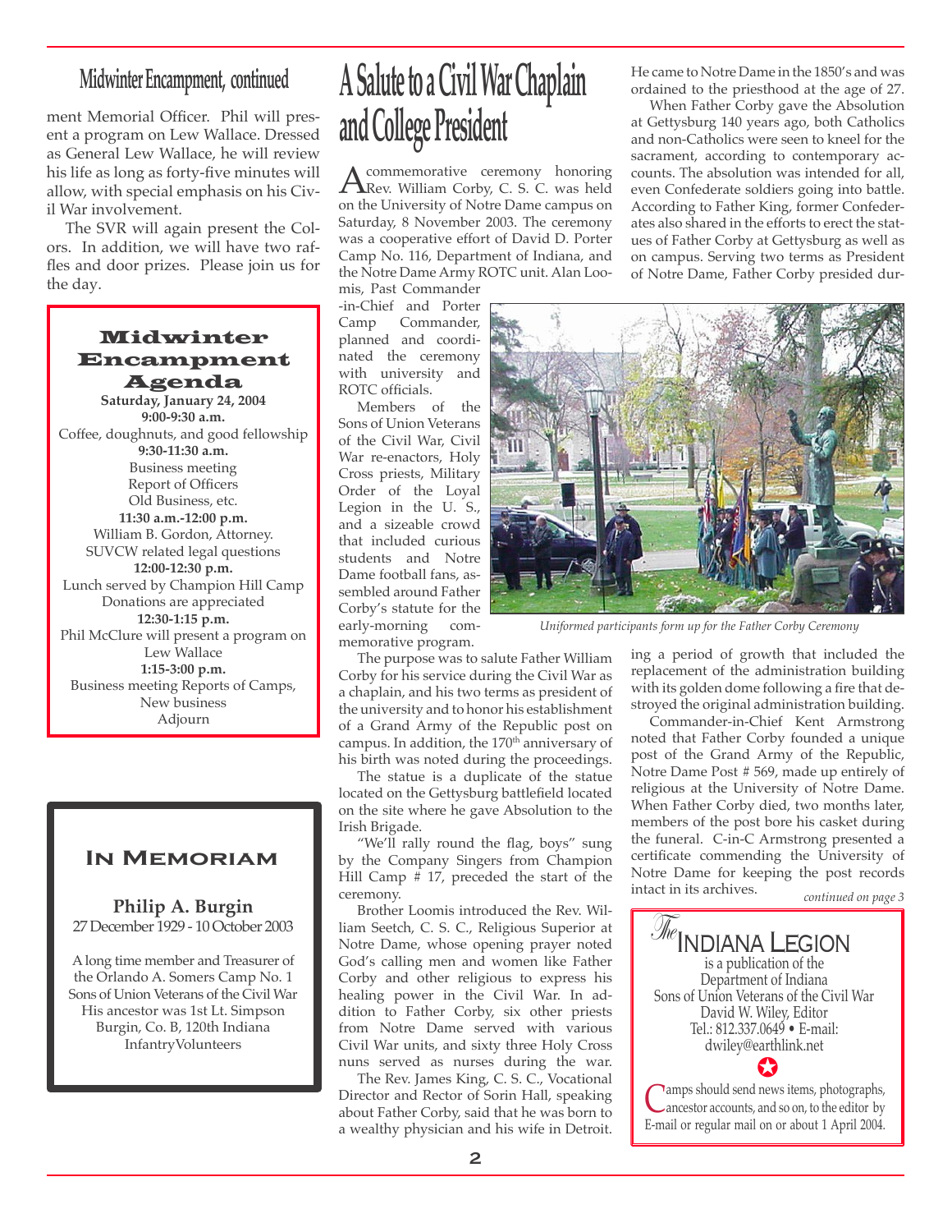## Midwinter Encampment, continued

ment Memorial Officer. Phil will present a program on Lew Wallace. Dressed as General Lew Wallace, he will review his life as long as forty-five minutes will allow, with special emphasis on his Civil War involvement.

The SVR will again present the Colors. In addition, we will have two raffles and door prizes. Please join us for the day.

### Midwinter Encampment Agenda

**Saturday, January 24, 2004**

**9:00-9:30 a.m.**
Coffee, doughnuts, and good fellowship

**9:30-11:30 a.m.**
Business meeting
Report of Officers
Old Business, etc.

**11:30 a.m.-12:00 p.m.**
William B. Gordon, Attorney.
SUVCW related legal questions

**12:00-12:30 p.m.**
Lunch served by Champion Hill Camp
Donations are appreciated

**12:30-1:15 p.m.**
Phil McClure will present a program on Lew Wallace

**1:15-3:00 p.m.**
Business meeting Reports of Camps,
New business
Adjourn

### In Memoriam

**Philip A. Burgin**
27 December 1929 - 10 October 2003

A long time member and Treasurer of the Orlando A. Somers Camp No. 1 Sons of Union Veterans of the Civil War
His ancestor was 1st Lt. Simpson Burgin, Co. B, 120th Indiana InfantryVolunteers

# A Salute to a Civil War Chaplain and College President

A commemorative ceremony honoring Rev. William Corby, C. S. C. was held on the University of Notre Dame campus on Saturday, 8 November 2003. The ceremony was a cooperative effort of David D. Porter Camp No. 116, Department of Indiana, and the Notre Dame Army ROTC unit. Alan Loomis, Past Commander-in-Chief and Porter Camp Commander, planned and coordinated the ceremony with university and ROTC officials.

Members of the Sons of Union Veterans of the Civil War, Civil War re-enactors, Holy Cross priests, Military Order of the Loyal Legion in the U. S., and a sizeable crowd that included curious students and Notre Dame football fans, assembled around Father Corby's statute for the early-morning commemorative program.

*Uniformed participants form up for the Father Corby Ceremony*

The purpose was to salute Father William Corby for his service during the Civil War as a chaplain, and his two terms as president of the university and to honor his establishment of a Grand Army of the Republic post on campus. In addition, the 170th anniversary of his birth was noted during the proceedings.

The statue is a duplicate of the statue located on the Gettysburg battlefield located on the site where he gave Absolution to the Irish Brigade.

"We'll rally round the flag, boys" sung by the Company Singers from Champion Hill Camp # 17, preceded the start of the ceremony.

Brother Loomis introduced the Rev. William Seetch, C. S. C., Religious Superior at Notre Dame, whose opening prayer noted God's calling men and women like Father Corby and other religious to express his healing power in the Civil War. In addition to Father Corby, six other priests from Notre Dame served with various Civil War units, and sixty three Holy Cross nuns served as nurses during the war.

The Rev. James King, C. S. C., Vocational Director and Rector of Sorin Hall, speaking about Father Corby, said that he was born to a wealthy physician and his wife in Detroit. He came to Notre Dame in the 1850's and was ordained to the priesthood at the age of 27.

When Father Corby gave the Absolution at Gettysburg 140 years ago, both Catholics and non-Catholics were seen to kneel for the sacrament, according to contemporary accounts. The absolution was intended for all, even Confederate soldiers going into battle. According to Father King, former Confederates also shared in the efforts to erect the statues of Father Corby at Gettysburg as well as on campus. Serving two terms as President of Notre Dame, Father Corby presided during a period of growth that included the replacement of the administration building with its golden dome following a fire that destroyed the original administration building.

Commander-in-Chief Kent Armstrong noted that Father Corby founded a unique post of the Grand Army of the Republic, Notre Dame Post # 569, made up entirely of religious at the University of Notre Dame. When Father Corby died, two months later, members of the post bore his casket during the funeral. C-in-C Armstrong presented a certificate commending the University of Notre Dame for keeping the post records intact in its archives.

*continued on page 3*

---

**The Indiana Legion** is a publication of the Department of Indiana Sons of Union Veterans of the Civil War
David W. Wiley, Editor
Tel.: 812.337.0649 • E-mail: dwiley@earthlink.net

Camps should send news items, photographs, ancestor accounts, and so on, to the editor by E-mail or regular mail on or about 1 April 2004.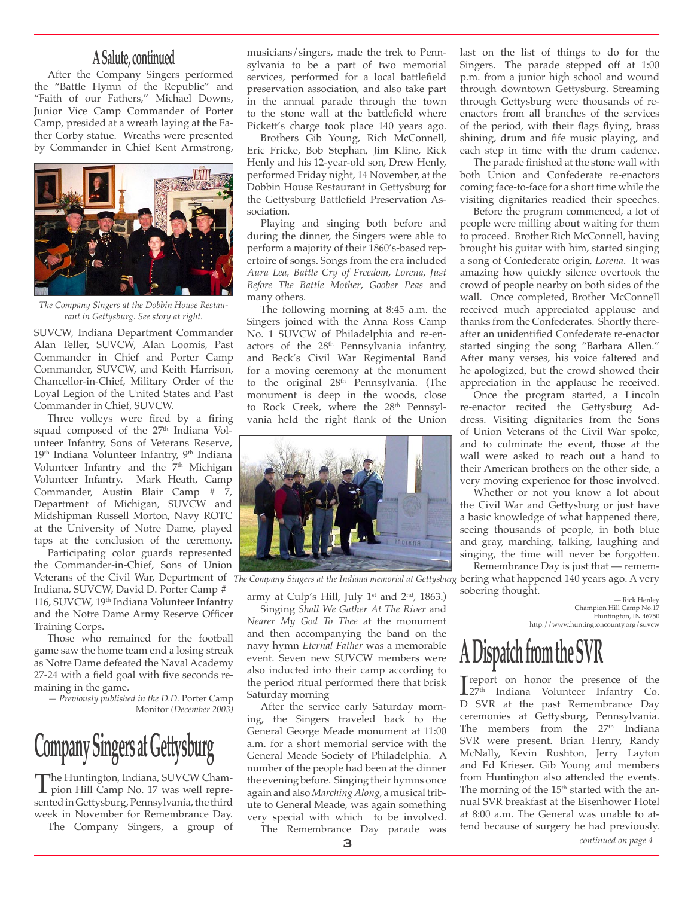## A Salute, continued

After the Company Singers performed the "Battle Hymn of the Republic" and "Faith of our Fathers," Michael Downs, Junior Vice Camp Commander of Porter Camp, presided at a wreath laying at the Father Corby statue. Wreaths were presented by Commander in Chief Kent Armstrong, SUVCW, Indiana Department Commander Alan Teller, SUVCW, Alan Loomis, Past Commander in Chief and Porter Camp Commander, SUVCW, and Keith Harrison, Chancellor-in-Chief, Military Order of the Loyal Legion of the United States and Past Commander in Chief, SUVCW.

*The Company Singers at the Dobbin House Restaurant in Gettysburg. See story at right.*

Three volleys were fired by a firing squad composed of the 27th Indiana Volunteer Infantry, Sons of Veterans Reserve, 19th Indiana Volunteer Infantry, 9th Indiana Volunteer Infantry and the 7th Michigan Volunteer Infantry. Mark Heath, Camp Commander, Austin Blair Camp # 7, Department of Michigan, SUVCW and Midshipman Russell Morton, Navy ROTC at the University of Notre Dame, played taps at the conclusion of the ceremony.

Participating color guards represented the Commander-in-Chief, Sons of Union Veterans of the Civil War, Department of Indiana, SUVCW, David D. Porter Camp # 116, SUVCW, 19th Indiana Volunteer Infantry and the Notre Dame Army Reserve Officer Training Corps.

Those who remained for the football game saw the home team end a losing streak as Notre Dame defeated the Naval Academy 27-24 with a field goal with five seconds remaining in the game.

— *Previously published in the D.D.* Porter Camp Monitor *(December 2003)*

# Company Singers at Gettysburg

The Huntington, Indiana, SUVCW Champion Hill Camp No. 17 was well represented in Gettysburg, Pennsylvania, the third week in November for Remembrance Day.

The Company Singers, a group of musicians/singers, made the trek to Pennsylvania to be a part of two memorial services, performed for a local battlefield preservation association, and also take part in the annual parade through the town to the stone wall at the battlefield where Pickett's charge took place 140 years ago.

Brothers Gib Young, Rich McConnell, Eric Fricke, Bob Stephan, Jim Kline, Rick Henly and his 12-year-old son, Drew Henly, performed Friday night, 14 November, at the Dobbin House Restaurant in Gettysburg for the Gettysburg Battlefield Preservation Association.

Playing and singing both before and during the dinner, the Singers were able to perform a majority of their 1860's-based repertoire of songs. Songs from the era included *Aura Lea*, *Battle Cry of Freedom*, *Lorena*, *Just Before The Battle Mother*, *Goober Peas* and many others.

The following morning at 8:45 a.m. the Singers joined with the Anna Ross Camp No. 1 SUVCW of Philadelphia and re-enactors of the 28th Pennsylvania infantry, and Beck's Civil War Regimental Band for a moving ceremony at the monument to the original 28th Pennsylvania. (The monument is deep in the woods, close to Rock Creek, where the 28th Pennsylvania held the right flank of the Union army at Culp's Hill, July 1st and 2nd, 1863.)

*The Company Singers at the Indiana memorial at Gettysburg*

Singing *Shall We Gather At The River* and *Nearer My God To Thee* at the monument and then accompanying the band on the navy hymn *Eternal Father* was a memorable event. Seven new SUVCW members were also inducted into their camp according to the period ritual performed there that brisk Saturday morning.

After the service early Saturday morning, the Singers traveled back to the General George Meade monument at 11:00 a.m. for a short memorial service with the General Meade Society of Philadelphia. A number of the people had been at the dinner the evening before. Singing their hymns once again and also *Marching Along*, a musical tribute to General Meade, was again something very special with which to be involved.

The Remembrance Day parade was last on the list of things to do for the Singers. The parade stepped off at 1:00 p.m. from a junior high school and wound through downtown Gettysburg. Streaming through Gettysburg were thousands of re-enactors from all branches of the services of the period, with their flags flying, brass shining, drum and fife music playing, and each step in time with the drum cadence.

The parade finished at the stone wall with both Union and Confederate re-enactors coming face-to-face for a short time while the visiting dignitaries readied their speeches.

Before the program commenced, a lot of people were milling about waiting for them to proceed. Brother Rich McConnell, having brought his guitar with him, started singing a song of Confederate origin, *Lorena*. It was amazing how quickly silence overtook the crowd of people nearby on both sides of the wall. Once completed, Brother McConnell received much appreciated applause and thanks from the Confederates. Shortly thereafter an unidentified Confederate re-enactor started singing the song "Barbara Allen." After many verses, his voice faltered and he apologized, but the crowd showed their appreciation in the applause he received.

Once the program started, a Lincoln re-enactor recited the Gettysburg Address. Visiting dignitaries from the Sons of Union Veterans of the Civil War spoke, and to culminate the event, those at the wall were asked to reach out a hand to their American brothers on the other side, a very moving experience for those involved.

Whether or not you know a lot about the Civil War and Gettysburg or just have a basic knowledge of what happened there, seeing thousands of people, in both blue and gray, marching, talking, laughing and singing, the time will never be forgotten.

Remembrance Day is just that — remembering what happened 140 years ago. A very sobering thought.

— Rick Henley
Champion Hill Camp No.17
Huntington, IN 46750
http://www.huntingtoncounty.org/suvcw

# A Dispatch from the SVR

I report on honor the presence of the 27th Indiana Volunteer Infantry Co. D SVR at the past Remembrance Day ceremonies at Gettysburg, Pennsylvania. The members from the 27th Indiana SVR were present. Brian Henry, Randy McNally, Kevin Rushton, Jerry Layton and Ed Krieser. Gib Young and members from Huntington also attended the events. The morning of the 15th started with the annual SVR breakfast at the Eisenhower Hotel at 8:00 a.m. The General was unable to attend because of surgery he had previously.

*continued on page 4*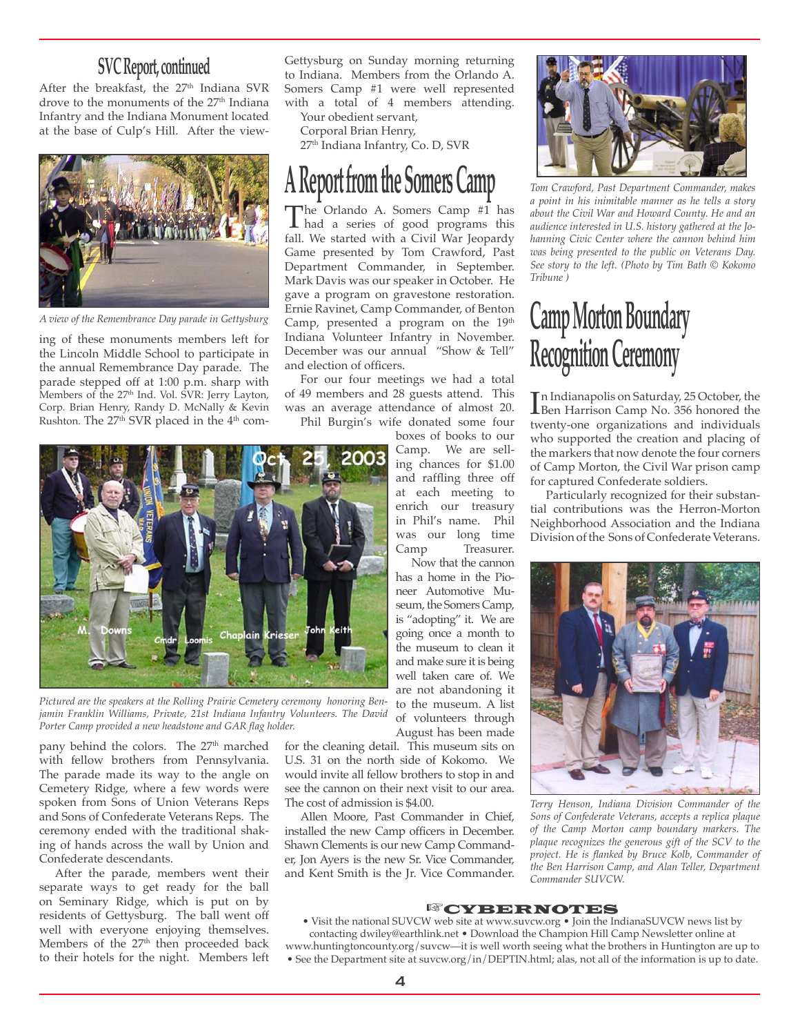## SVC Report, continued

After the breakfast, the 27th Indiana SVR drove to the monuments of the 27th Indiana Infantry and the Indiana Monument located at the base of Culp's Hill. After the viewing of these monuments members left for the Lincoln Middle School to participate in the annual Remembrance Day parade. The parade stepped off at 1:00 p.m. sharp with Members of the 27th Ind. Vol. SVR: Jerry Layton, Corp. Brian Henry, Randy D. McNally & Kevin Rushton. The 27th SVR placed in the 4th company behind the colors. The 27th marched with fellow brothers from Pennsylvania. The parade made its way to the angle on Cemetery Ridge, where a few words were spoken from Sons of Union Veterans Reps and Sons of Confederate Veterans Reps. The ceremony ended with the traditional shaking of hands across the wall by Union and Confederate descendants.

*A view of the Remembrance Day parade in Gettysburg*

After the parade, members went their separate ways to get ready for the ball on Seminary Ridge, which is put on by residents of Gettysburg. The ball went off well with everyone enjoying themselves. Members of the 27th then proceeded back to their hotels for the night. Members left Gettysburg on Sunday morning returning to Indiana. Members from the Orlando A. Somers Camp #1 were well represented with a total of 4 members attending.

Your obedient servant,
Corporal Brian Henry,
27th Indiana Infantry, Co. D, SVR

## A Report from the Somers Camp

The Orlando A. Somers Camp #1 has had a series of good programs this fall. We started with a Civil War Jeopardy Game presented by Tom Crawford, Past Department Commander, in September. Mark Davis was our speaker in October. He gave a program on gravestone restoration. Ernie Ravinet, Camp Commander, of Benton Camp, presented a program on the 19th Indiana Volunteer Infantry in November. December was our annual "Show & Tell" and election of officers.

For our four meetings we had a total of 49 members and 28 guests attend. This was an average attendance of almost 20.

Phil Burgin's wife donated some four boxes of books to our Camp. We are selling chances for $1.00 and raffling three off at each meeting to enrich our treasury in Phil's name. Phil was our long time Camp Treasurer.

Now that the cannon has a home in the Pioneer Automotive Museum, the Somers Camp, is "adopting" it. We are going once a month to the museum to clean it and make sure it is being well taken care of. We are not abandoning it to the museum. A list of volunteers through August has been made for the cleaning detail. This museum sits on U.S. 31 on the north side of Kokomo. We would invite all fellow brothers to stop in and see the cannon on their next visit to our area. The cost of admission is $4.00.

*Pictured are the speakers at the Rolling Prairie Cemetery ceremony honoring Benjamin Franklin Williams, Private, 21st Indiana Infantry Volunteers. The David Porter Camp provided a new headstone and GAR flag holder.*

Allen Moore, Past Commander in Chief, installed the new Camp officers in December. Shawn Clements is our new Camp Commander, Jon Ayers is the new Sr. Vice Commander, and Kent Smith is the Jr. Vice Commander.

*Tom Crawford, Past Department Commander, makes a point in his inimitable manner as he tells a story about the Civil War and Howard County. He and an audience interested in U.S. history gathered at the Johanning Civic Center where the cannon behind him was being presented to the public on Veterans Day. See story to the left. (Photo by Tim Bath © Kokomo Tribune )*

## Camp Morton Boundary Recognition Ceremony

In Indianapolis on Saturday, 25 October, the Ben Harrison Camp No. 356 honored the twenty-one organizations and individuals who supported the creation and placing of the markers that now denote the four corners of Camp Morton, the Civil War prison camp for captured Confederate soldiers.

Particularly recognized for their substantial contributions was the Herron-Morton Neighborhood Association and the Indiana Division of the Sons of Confederate Veterans.

*Terry Henson, Indiana Division Commander of the Sons of Confederate Veterans, accepts a replica plaque of the Camp Morton camp boundary markers. The plaque recognizes the generous gift of the SCV to the project. He is flanked by Bruce Kolb, Commander of the Ben Harrison Camp, and Alan Teller, Department Commander SUVCW.*

### ☞CYBERNOTES

• Visit the national SUVCW web site at www.suvcw.org • Join the IndianaSUVCW news list by contacting dwiley@earthlink.net • Download the Champion Hill Camp Newsletter online at www.huntingtoncounty.org/suvcw—it is well worth seeing what the brothers in Huntington are up to • See the Department site at suvcw.org/in/DEPTIN.html; alas, not all of the information is up to date.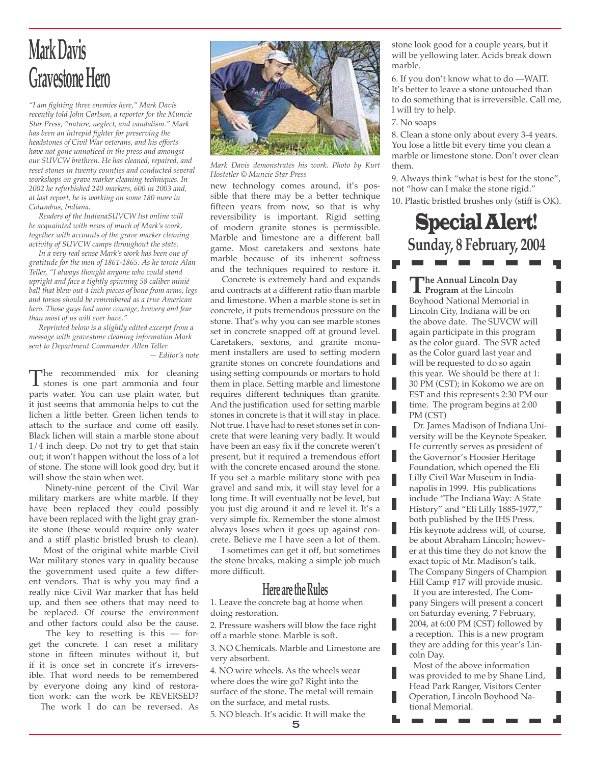# Mark Davis Gravestone Hero

*"I am fighting three enemies here," Mark Davis recently told John Carlson, a reporter for the Muncie Star Press, "nature, neglect, and vandalism." Mark has been an intrepid fighter for preserving the headstones of Civil War veterans, and his efforts have not gone unnoticed in the press and amongst our SUVCW brethren. He has cleaned, repaired, and reset stones in twenty counties and conducted several workshops on grave marker cleaning techniques. In 2002 he refurbished 240 markers, 600 in 2003 and, at last report, he is working on some 180 more in Columbus, Indiana.*

*Readers of the IndianaSUVCW list online will be acquainted with news of much of Mark's work, together with accounts of the grave marker cleaning activity of SUVCW camps throughout the state.*

*In a very real sense Mark's work has been one of gratitude for the men of 1861-1865. As he wrote Alan Teller, "I always thought anyone who could stand upright and face a tightly spinning 58 caliber minié ball that blew out 4 inch pieces of bone from arms, legs and torsos should be remembered as a true American hero. Those guys had more courage, bravery and fear than most of us will ever have."*

*Reprinted below is a slightly edited excerpt from a message with gravestone cleaning information Mark sent to Department Commander Allen Teller.*

*— Editor's note*

The recommended mix for cleaning stones is one part ammonia and four parts water. You can use plain water, but it just seems that ammonia helps to cut the lichen a little better. Green lichen tends to attach to the surface and come off easily. Black lichen will stain a marble stone about 1/4 inch deep. Do not try to get that stain out; it won't happen without the loss of a lot of stone. The stone will look good dry, but it will show the stain when wet.

Ninety-nine percent of the Civil War military markers are white marble. If they have been replaced they could possibly have been replaced with the light gray granite stone (these would require only water and a stiff plastic bristled brush to clean).

Most of the original white marble Civil War military stones vary in quality because the government used quite a few different vendors. That is why you may find a really nice Civil War marker that has held up, and then see others that may need to be replaced. Of course the environment and other factors could also be the cause.

The key to resetting is this — forget the concrete. I can reset a military stone in fifteen minutes without it, but if it is once set in concrete it's irreversible. That word needs to be remembered by everyone doing any kind of restoration work: can the work be REVERSED?

The work I do can be reversed. As new technology comes around, it's possible that there may be a better technique fifteen years from now, so that is why reversibility is important. Rigid setting of modern granite stones is permissible. Marble and limestone are a different ball game. Most caretakers and sextons hate marble because of its inherent softness and the techniques required to restore it.

*Mark Davis demonstrates his work. Photo by Kurt Hostetler © Muncie Star Press*

Concrete is extremely hard and expands and contracts at a different ratio than marble and limestone. When a marble stone is set in concrete, it puts tremendous pressure on the stone. That's why you can see marble stones set in concrete snapped off at ground level. Caretakers, sextons, and granite monument installers are used to setting modern granite stones on concrete foundations and using setting compounds or mortars to hold them in place. Setting marble and limestone requires different techniques than granite. And the justification used for setting marble stones in concrete is that it will stay in place. Not true. I have had to reset stones set in concrete that were leaning very badly. It would have been an easy fix if the concrete weren't present, but it required a tremendous effort with the concrete encased around the stone. If you set a marble military stone with pea gravel and sand mix, it will stay level for a long time. It will eventually not be level, but you just dig around it and re level it. It's a very simple fix. Remember the stone almost always loses when it goes up against concrete. Believe me I have seen a lot of them.

I sometimes can get it off, but sometimes the stone breaks, making a simple job much more difficult.

## Here are the Rules

1. Leave the concrete bag at home when doing restoration.
2. Pressure washers will blow the face right off a marble stone. Marble is soft.
3. NO Chemicals. Marble and Limestone are very absorbent.
4. NO wire wheels. As the wheels wear where does the wire go? Right into the surface of the stone. The metal will remain on the surface, and metal rusts.
5. NO bleach. It's acidic. It will make the stone look good for a couple years, but it will be yellowing later. Acids break down marble.
6. If you don't know what to do —WAIT. It's better to leave a stone untouched than to do something that is irreversible. Call me, I will try to help.
7. No soaps
8. Clean a stone only about every 3-4 years. You lose a little bit every time you clean a marble or limestone stone. Don't over clean them.
9. Always think "what is best for the stone", not "how can I make the stone rigid."
10. Plastic bristled brushes only (stiff is OK).

# Special Alert!

## Sunday, 8 February, 2004

**The Annual Lincoln Day Program** at the Lincoln Boyhood National Memorial in Lincoln City, Indiana will be on the above date. The SUVCW will again participate in this program as the color guard. The SVR acted as the Color guard last year and will be requested to do so again this year. We should be there at 1: 30 PM (CST); in Kokomo we are on EST and this represents 2:30 PM our time. The program begins at 2:00 PM (CST)

Dr. James Madison of Indiana University will be the Keynote Speaker. He currently serves as president of the Governor's Hoosier Heritage Foundation, which opened the Eli Lilly Civil War Museum in Indianapolis in 1999. His publications include "The Indiana Way: A State History" and "Eli Lilly 1885-1977," both published by the IHS Press. His keynote address will, of course, be about Abraham Lincoln; however at this time they do not know the exact topic of Mr. Madison's talk. The Company Singers of Champion Hill Camp #17 will provide music.

If you are interested, The Company Singers will present a concert on Saturday evening, 7 February, 2004, at 6:00 PM (CST) followed by a reception. This is a new program they are adding for this year's Lincoln Day.

Most of the above information was provided to me by Shane Lind, Head Park Ranger, Visitors Center Operation, Lincoln Boyhood National Memorial.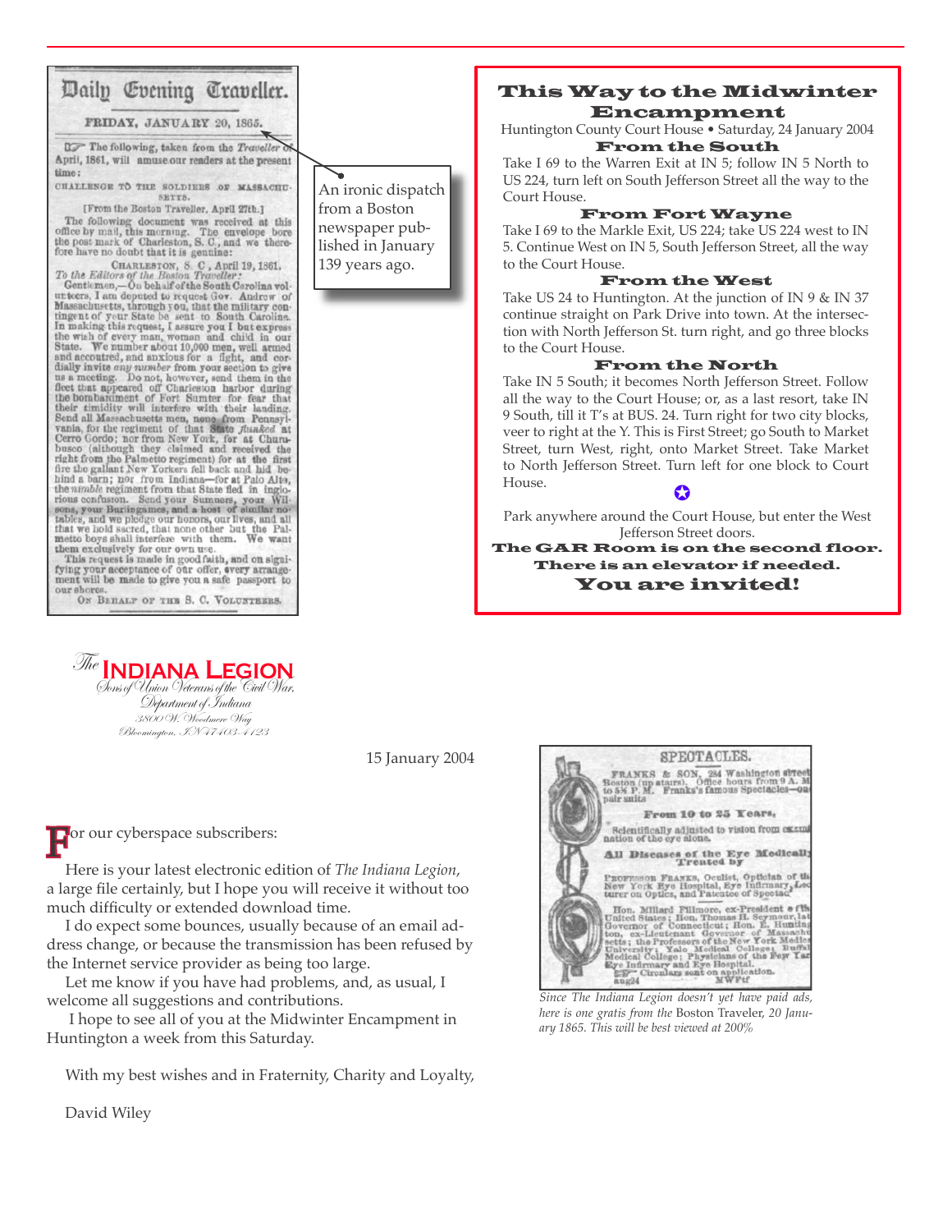# Daily Evening Traveller.

**FRIDAY, JANUARY 20, 1865.**

☞ The following, taken from the *Traveller* of April, 1861, will amuse our readers at the present time:

CHALLENGE TO THE SOLDIERS OF MASSACHUSETTS.

[From the Boston Traveller, April 27th.]

The following document was received at this office by mail, this morning. The envelope bore the post mark of Charleston, S. C., and we therefore have no doubt that it is genuine:

CHARLESTON, S. C., April 19, 1861.

*To the Editors of the Boston Traveller:*

Gentlemen,—On behalf of the South Carolina volunteers, I am deputed to request Gov. Andrew of Massachusetts, through you, that the military contingent of your State be sent to South Carolina. In making this request, I assure you I but express the wish of every man, woman and child in our State. We number about 10,000 men, well armed and accoutred, and anxious for a fight, and cordially invite *any number* from your section to give us a meeting. Do not, however, send them in the fleet that appeared off Charleston harbor during the bombardment of Fort Sumter for fear that their timidity will interfere with their landing. Send all Massachusetts men, none from Pennsylvania, for the regiment of that State *flunked* at Cerro Gordo; nor from New York, for at Churubusco (although they claimed and received the right from the Palmetto regiment) for at the first fire the gallant New Yorkers fell back and hid behind a barn; nor from Indiana—for at Palo Alto, the *nimble* regiment from that State fled in inglorious confusion. Send your Sumners, your Wilsons, your Burlingames, and a host of similar notables, and we pledge our honors, our lives, and all that we hold sacred, that none other but the Palmetto boys shall interfere with them. We want them exclusively for our own use.

This request is made in good faith, and on signifying your acceptance of our offer, every arrangement will be made to give you a safe passport to our shores.

ON BEHALF OF THE S. C. VOLUNTEERS.

An ironic dispatch from a Boston newspaper published in January 139 years ago.

# This Way to the Midwinter Encampment

Huntington County Court House • Saturday, 24 January 2004

## From the South

Take I 69 to the Warren Exit at IN 5; follow IN 5 North to US 224, turn left on South Jefferson Street all the way to the Court House.

## From Fort Wayne

Take I 69 to the Markle Exit, US 224; take US 224 west to IN 5. Continue West on IN 5, South Jefferson Street, all the way to the Court House.

## From the West

Take US 24 to Huntington. At the junction of IN 9 & IN 37 continue straight on Park Drive into town. At the intersection with North Jefferson St. turn right, and go three blocks to the Court House.

## From the North

Take IN 5 South; it becomes North Jefferson Street. Follow all the way to the Court House; or, as a last resort, take IN 9 South, till it T's at BUS. 24. Turn right for two city blocks, veer to right at the Y. This is First Street; go South to Market Street, turn West, right, onto Market Street. Take Market to North Jefferson Street. Turn left for one block to Court House.

Park anywhere around the Court House, but enter the West Jefferson Street doors.

**The GAR Room is on the second floor.**

**There is an elevator if needed.**

**You are invited!**

*The* **INDIANA LEGION**
*Sons of Union Veterans of the Civil War,*
*Department of Indiana*
*3800 W. Woodmere Way*
*Bloomington, IN 47403-4123*

15 January 2004

For our cyberspace subscribers:

Here is your latest electronic edition of *The Indiana Legion*, a large file certainly, but I hope you will receive it without too much difficulty or extended download time.

I do expect some bounces, usually because of an email address change, or because the transmission has been refused by the Internet service provider as being too large.

Let me know if you have had problems, and, as usual, I welcome all suggestions and contributions.

I hope to see all of you at the Midwinter Encampment in Huntington a week from this Saturday.

With my best wishes and in Fraternity, Charity and Loyalty,

David Wiley

**SPECTACLES.**

FRANKS & SON, 284 Washington street Boston (up stairs). Office hours from 9 A. M. to 5½ P. M. Franks's famous Spectacles—one pair suits

**From 10 to 25 Years,**

Scientifically adjusted to vision from examination of the eye alone.

**All Diseases of the Eye Medically Treated by**

PROFESSOR FRANKS, Oculist, Optician of the New York Eye Hospital, Eye Infirmary, Lecturer on Optics, and Patentee of Spectac...

Hon. Millard Fillmore, ex-President of the United States; Hon. Thomas H. Seymour, late Governor of Connecticut; Hon. E. Huntington, ex-Lieutenant Governor of Massachusetts; the Professors of the New York Medical University; Yale Medical College; Buffalo Medical College; Physicians of the New York Eye Infirmary and Eye Hospital.

☞ Circulars sent on application.
aug24 MWFtf

*Since The Indiana Legion doesn't yet have paid ads, here is one gratis from the* Boston Traveler, *20 January 1865. This will be best viewed at 200%*